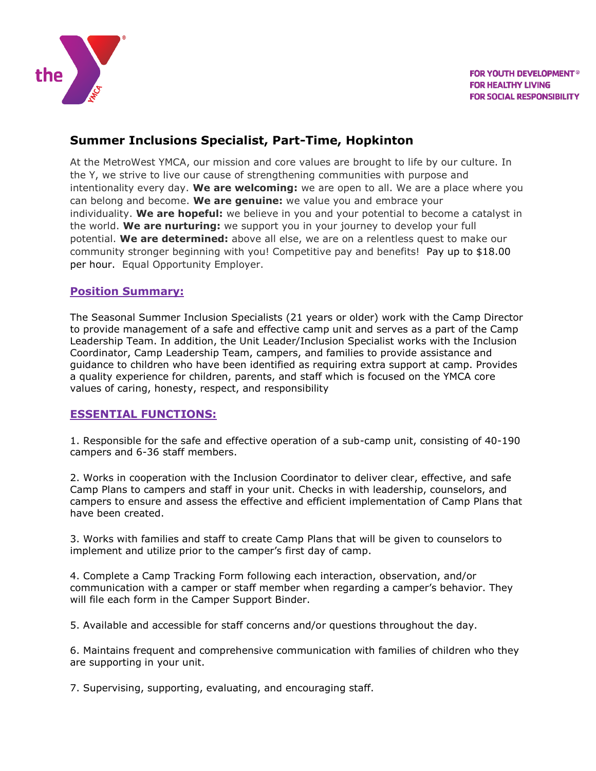FOR YOUTH DEVELOPMENT®
FOR HEALTHY LIVING
FOR SOCIAL RESPONSIBILITY

# Summer Inclusions Specialist, Part-Time, Hopkinton

At the MetroWest YMCA, our mission and core values are brought to life by our culture. In the Y, we strive to live our cause of strengthening communities with purpose and intentionality every day. **We are welcoming:** we are open to all. We are a place where you can belong and become. **We are genuine:** we value you and embrace your individuality. **We are hopeful:** we believe in you and your potential to become a catalyst in the world. **We are nurturing:** we support you in your journey to develop your full potential. **We are determined:** above all else, we are on a relentless quest to make our community stronger beginning with you! Competitive pay and benefits! Pay up to $18.00 per hour. Equal Opportunity Employer.

## Position Summary:

The Seasonal Summer Inclusion Specialists (21 years or older) work with the Camp Director to provide management of a safe and effective camp unit and serves as a part of the Camp Leadership Team. In addition, the Unit Leader/Inclusion Specialist works with the Inclusion Coordinator, Camp Leadership Team, campers, and families to provide assistance and guidance to children who have been identified as requiring extra support at camp. Provides a quality experience for children, parents, and staff which is focused on the YMCA core values of caring, honesty, respect, and responsibility

## ESSENTIAL FUNCTIONS:

1. Responsible for the safe and effective operation of a sub-camp unit, consisting of 40-190 campers and 6-36 staff members.

2. Works in cooperation with the Inclusion Coordinator to deliver clear, effective, and safe Camp Plans to campers and staff in your unit. Checks in with leadership, counselors, and campers to ensure and assess the effective and efficient implementation of Camp Plans that have been created.

3. Works with families and staff to create Camp Plans that will be given to counselors to implement and utilize prior to the camper's first day of camp.

4. Complete a Camp Tracking Form following each interaction, observation, and/or communication with a camper or staff member when regarding a camper's behavior. They will file each form in the Camper Support Binder.

5. Available and accessible for staff concerns and/or questions throughout the day.

6. Maintains frequent and comprehensive communication with families of children who they are supporting in your unit.

7. Supervising, supporting, evaluating, and encouraging staff.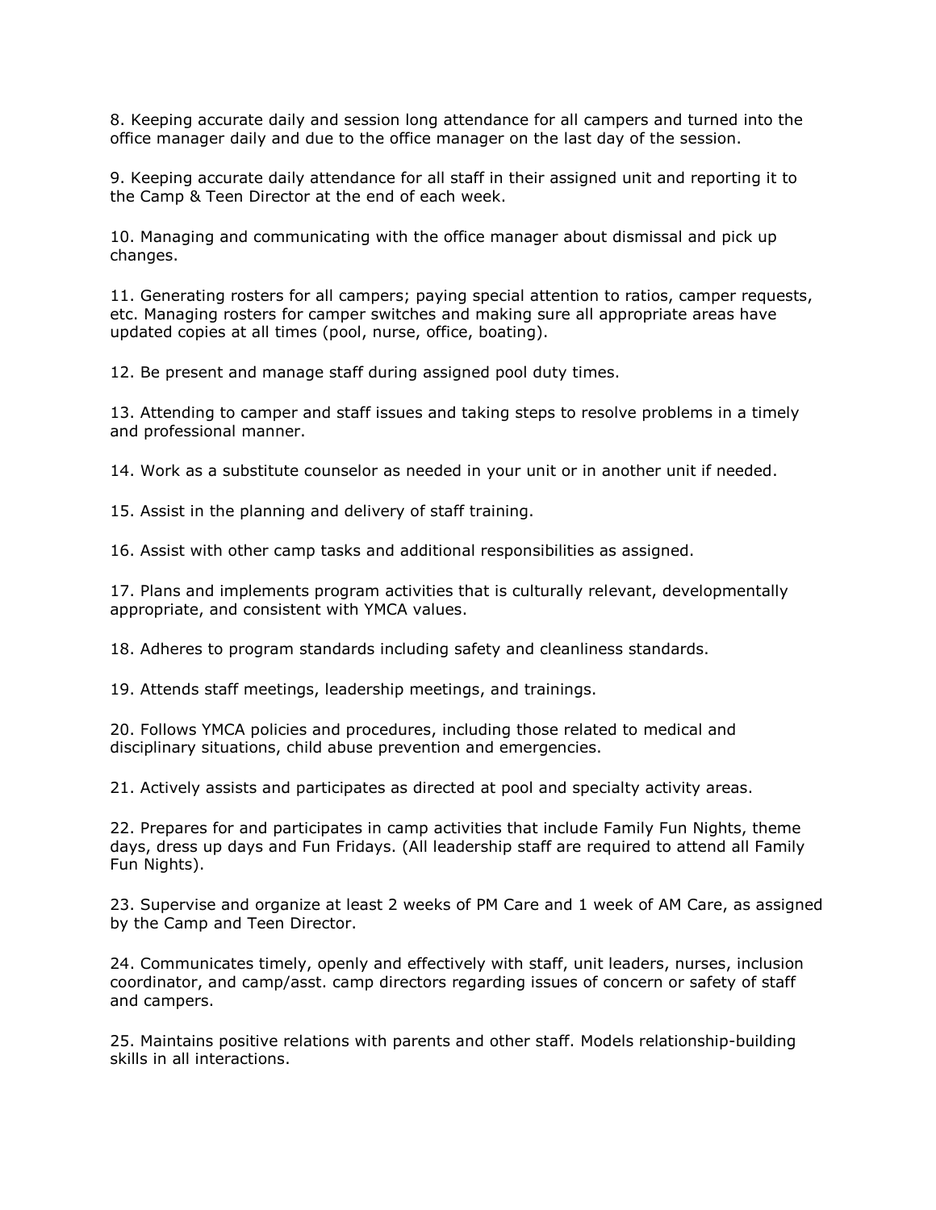8. Keeping accurate daily and session long attendance for all campers and turned into the office manager daily and due to the office manager on the last day of the session.

9. Keeping accurate daily attendance for all staff in their assigned unit and reporting it to the Camp & Teen Director at the end of each week.

10. Managing and communicating with the office manager about dismissal and pick up changes.

11. Generating rosters for all campers; paying special attention to ratios, camper requests, etc. Managing rosters for camper switches and making sure all appropriate areas have updated copies at all times (pool, nurse, office, boating).

12. Be present and manage staff during assigned pool duty times.

13. Attending to camper and staff issues and taking steps to resolve problems in a timely and professional manner.

14. Work as a substitute counselor as needed in your unit or in another unit if needed.

15. Assist in the planning and delivery of staff training.

16. Assist with other camp tasks and additional responsibilities as assigned.

17. Plans and implements program activities that is culturally relevant, developmentally appropriate, and consistent with YMCA values.

18. Adheres to program standards including safety and cleanliness standards.

19. Attends staff meetings, leadership meetings, and trainings.

20. Follows YMCA policies and procedures, including those related to medical and disciplinary situations, child abuse prevention and emergencies.

21. Actively assists and participates as directed at pool and specialty activity areas.

22. Prepares for and participates in camp activities that include Family Fun Nights, theme days, dress up days and Fun Fridays. (All leadership staff are required to attend all Family Fun Nights).

23. Supervise and organize at least 2 weeks of PM Care and 1 week of AM Care, as assigned by the Camp and Teen Director.

24. Communicates timely, openly and effectively with staff, unit leaders, nurses, inclusion coordinator, and camp/asst. camp directors regarding issues of concern or safety of staff and campers.

25. Maintains positive relations with parents and other staff. Models relationship-building skills in all interactions.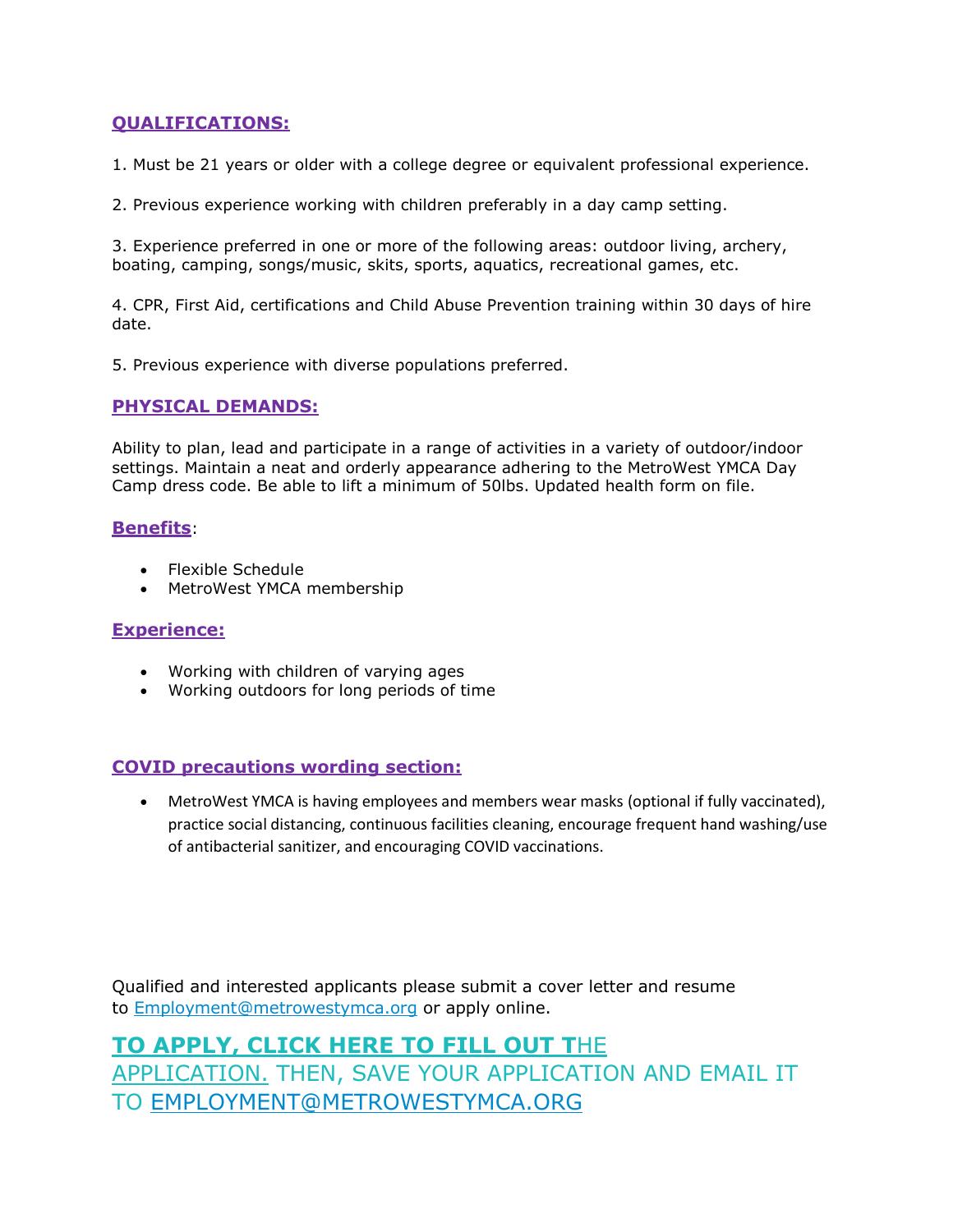## QUALIFICATIONS:

1. Must be 21 years or older with a college degree or equivalent professional experience.

2. Previous experience working with children preferably in a day camp setting.

3. Experience preferred in one or more of the following areas: outdoor living, archery, boating, camping, songs/music, skits, sports, aquatics, recreational games, etc.

4. CPR, First Aid, certifications and Child Abuse Prevention training within 30 days of hire date.

5. Previous experience with diverse populations preferred.

## PHYSICAL DEMANDS:

Ability to plan, lead and participate in a range of activities in a variety of outdoor/indoor settings. Maintain a neat and orderly appearance adhering to the MetroWest YMCA Day Camp dress code. Be able to lift a minimum of 50lbs. Updated health form on file.

## Benefits:

- Flexible Schedule
- MetroWest YMCA membership

## Experience:

- Working with children of varying ages
- Working outdoors for long periods of time

## COVID precautions wording section:

- MetroWest YMCA is having employees and members wear masks (optional if fully vaccinated), practice social distancing, continuous facilities cleaning, encourage frequent hand washing/use of antibacterial sanitizer, and encouraging COVID vaccinations.

Qualified and interested applicants please submit a cover letter and resume to Employment@metrowestymca.org or apply online.

## TO APPLY, CLICK HERE TO FILL OUT THE APPLICATION. THEN, SAVE YOUR APPLICATION AND EMAIL IT TO EMPLOYMENT@METROWESTYMCA.ORG